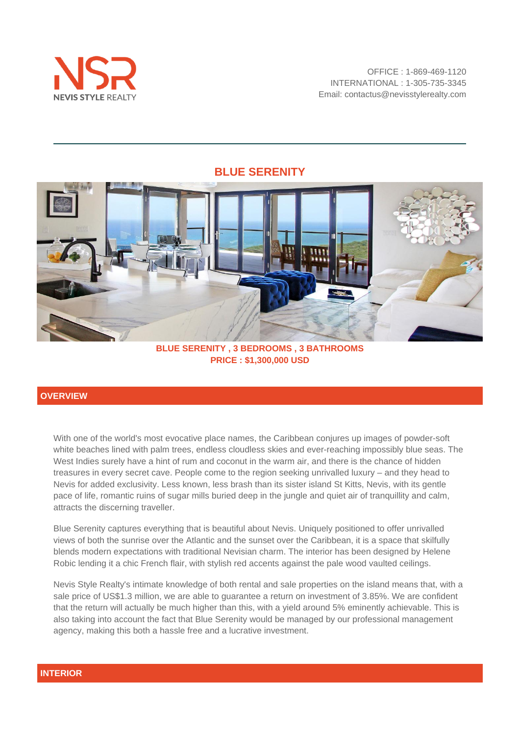NEVIS STYLE REALTY

OFFICE : 1-869-469-1120
INTERNATIONAL : 1-305-735-3345
Email: contactus@nevisstylerealty.com

# BLUE SERENITY

**BLUE SERENITY , 3 BEDROOMS , 3 BATHROOMS**
**PRICE : $1,300,000 USD**

## OVERVIEW

With one of the world's most evocative place names, the Caribbean conjures up images of powder-soft white beaches lined with palm trees, endless cloudless skies and ever-reaching impossibly blue seas. The West Indies surely have a hint of rum and coconut in the warm air, and there is the chance of hidden treasures in every secret cave. People come to the region seeking unrivalled luxury – and they head to Nevis for added exclusivity. Less known, less brash than its sister island St Kitts, Nevis, with its gentle pace of life, romantic ruins of sugar mills buried deep in the jungle and quiet air of tranquillity and calm, attracts the discerning traveller.

Blue Serenity captures everything that is beautiful about Nevis. Uniquely positioned to offer unrivalled views of both the sunrise over the Atlantic and the sunset over the Caribbean, it is a space that skilfully blends modern expectations with traditional Nevisian charm. The interior has been designed by Helene Robic lending it a chic French flair, with stylish red accents against the pale wood vaulted ceilings.

Nevis Style Realty's intimate knowledge of both rental and sale properties on the island means that, with a sale price of US$1.3 million, we are able to guarantee a return on investment of 3.85%. We are confident that the return will actually be much higher than this, with a yield around 5% eminently achievable. This is also taking into account the fact that Blue Serenity would be managed by our professional management agency, making this both a hassle free and a lucrative investment.

## INTERIOR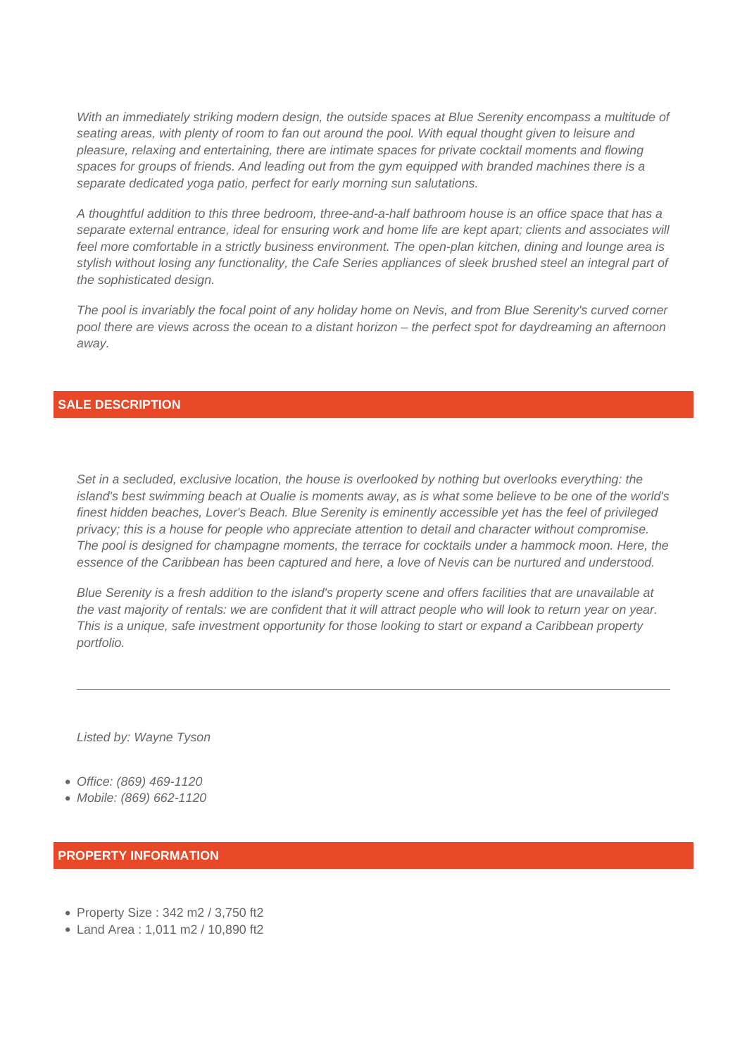*With an immediately striking modern design, the outside spaces at Blue Serenity encompass a multitude of seating areas, with plenty of room to fan out around the pool. With equal thought given to leisure and pleasure, relaxing and entertaining, there are intimate spaces for private cocktail moments and flowing spaces for groups of friends. And leading out from the gym equipped with branded machines there is a separate dedicated yoga patio, perfect for early morning sun salutations.*

*A thoughtful addition to this three bedroom, three-and-a-half bathroom house is an office space that has a separate external entrance, ideal for ensuring work and home life are kept apart; clients and associates will feel more comfortable in a strictly business environment. The open-plan kitchen, dining and lounge area is stylish without losing any functionality, the Cafe Series appliances of sleek brushed steel an integral part of the sophisticated design.*

*The pool is invariably the focal point of any holiday home on Nevis, and from Blue Serenity's curved corner pool there are views across the ocean to a distant horizon – the perfect spot for daydreaming an afternoon away.*

## SALE DESCRIPTION

*Set in a secluded, exclusive location, the house is overlooked by nothing but overlooks everything: the island's best swimming beach at Oualie is moments away, as is what some believe to be one of the world's finest hidden beaches, Lover's Beach. Blue Serenity is eminently accessible yet has the feel of privileged privacy; this is a house for people who appreciate attention to detail and character without compromise. The pool is designed for champagne moments, the terrace for cocktails under a hammock moon. Here, the essence of the Caribbean has been captured and here, a love of Nevis can be nurtured and understood.*

*Blue Serenity is a fresh addition to the island's property scene and offers facilities that are unavailable at the vast majority of rentals: we are confident that it will attract people who will look to return year on year. This is a unique, safe investment opportunity for those looking to start or expand a Caribbean property portfolio.*

---

*Listed by: Wayne Tyson*

- *Office: (869) 469-1120*
- *Mobile: (869) 662-1120*

## PROPERTY INFORMATION

- Property Size : 342 m2 / 3,750 ft2
- Land Area : 1,011 m2 / 10,890 ft2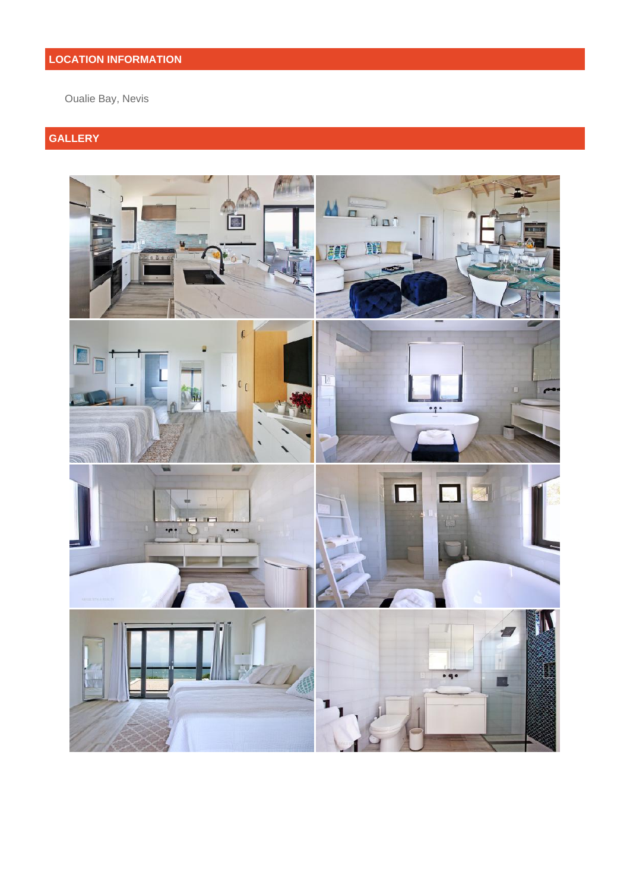## LOCATION INFORMATION

Oualie Bay, Nevis

## GALLERY